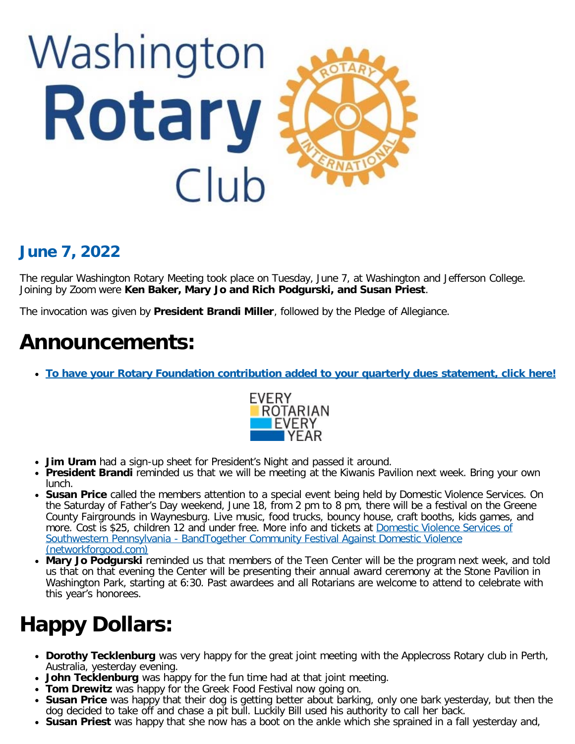# Washington Rotary Club

## June 7, 2022

The regular Washington Rotary Meeting took place on Tuesday, June 7, at Washington and Jefferson College. Joining by Zoom were **Ken Baker, Mary Jo and Rich Podgurski, and Susan Priest**.

The invocation was given by **President Brandi Miller**, followed by the Pledge of Allegiance.

# Announcements:

- **To have your Rotary Foundation contribution added to your quarterly dues statement, click here!**

EVERY ROTARIAN EVERY YEAR

- **Jim Uram** had a sign-up sheet for President's Night and passed it around.
- **President Brandi** reminded us that we will be meeting at the Kiwanis Pavilion next week. Bring your own lunch.
- **Susan Price** called the members attention to a special event being held by Domestic Violence Services. On the Saturday of Father's Day weekend, June 18, from 2 pm to 8 pm, there will be a festival on the Greene County Fairgrounds in Waynesburg. Live music, food trucks, bouncy house, craft booths, kids games, and more. Cost is $25, children 12 and under free. More info and tickets at Domestic Violence Services of Southwestern Pennsylvania - BandTogether Community Festival Against Domestic Violence (networkforgood.com)
- **Mary Jo Podgurski** reminded us that members of the Teen Center will be the program next week, and told us that on that evening the Center will be presenting their annual award ceremony at the Stone Pavilion in Washington Park, starting at 6:30. Past awardees and all Rotarians are welcome to attend to celebrate with this year's honorees.

# Happy Dollars:

- **Dorothy Tecklenburg** was very happy for the great joint meeting with the Applecross Rotary club in Perth, Australia, yesterday evening.
- **John Tecklenburg** was happy for the fun time had at that joint meeting.
- **Tom Drewitz** was happy for the Greek Food Festival now going on.
- **Susan Price** was happy that their dog is getting better about barking, only one bark yesterday, but then the dog decided to take off and chase a pit bull. Luckily Bill used his authority to call her back.
- **Susan Priest** was happy that she now has a boot on the ankle which she sprained in a fall yesterday and,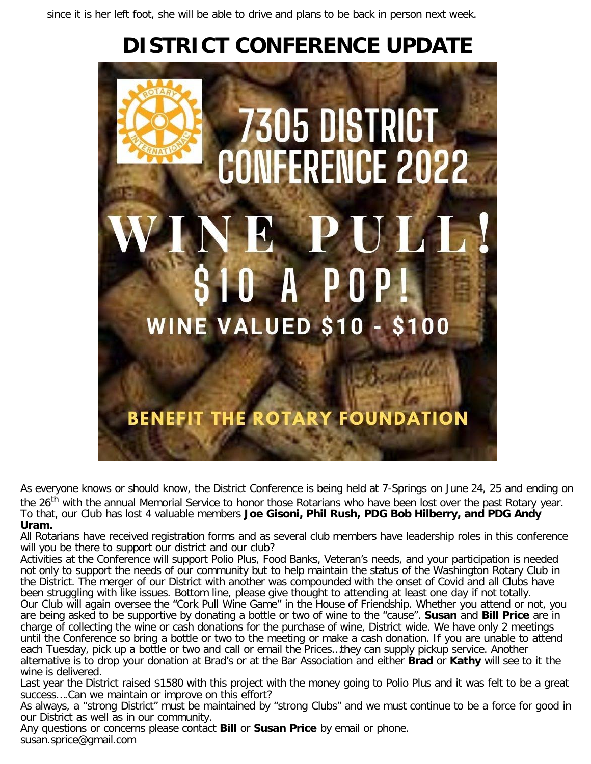since it is her left foot, she will be able to drive and plans to be back in person next week.

# DISTRICT CONFERENCE UPDATE

7305 DISTRICT CONFERENCE 2022

WINE PULL!

$10 A POP!

WINE VALUED $10 - $100

BENEFIT THE ROTARY FOUNDATION

As everyone knows or should know, the District Conference is being held at 7-Springs on June 24, 25 and ending on the 26th with the annual Memorial Service to honor those Rotarians who have been lost over the past Rotary year. To that, our Club has lost 4 valuable members **Joe Gisoni, Phil Rush, PDG Bob Hilberry, and PDG Andy Uram.**

All Rotarians have received registration forms and as several club members have leadership roles in this conference will you be there to support our district and our club?

Activities at the Conference will support Polio Plus, Food Banks, Veteran's needs, and your participation is needed not only to support the needs of our community but to help maintain the status of the Washington Rotary Club in the District. The merger of our District with another was compounded with the onset of Covid and all Clubs have been struggling with like issues. Bottom line, please give thought to attending at least one day if not totally.

Our Club will again oversee the "Cork Pull Wine Game" in the House of Friendship. Whether you attend or not, you are being asked to be supportive by donating a bottle or two of wine to the "cause". **Susan** and **Bill Price** are in charge of collecting the wine or cash donations for the purchase of wine, District wide. We have only 2 meetings until the Conference so bring a bottle or two to the meeting or make a cash donation. If you are unable to attend each Tuesday, pick up a bottle or two and call or email the Prices…they can supply pickup service. Another alternative is to drop your donation at Brad's or at the Bar Association and either **Brad** or **Kathy** will see to it the wine is delivered.

Last year the District raised $1580 with this project with the money going to Polio Plus and it was felt to be a great success….Can we maintain or improve on this effort?

As always, a "strong District" must be maintained by "strong Clubs" and we must continue to be a force for good in our District as well as in our community.

Any questions or concerns please contact **Bill** or **Susan Price** by email or phone.
susan.sprice@gmail.com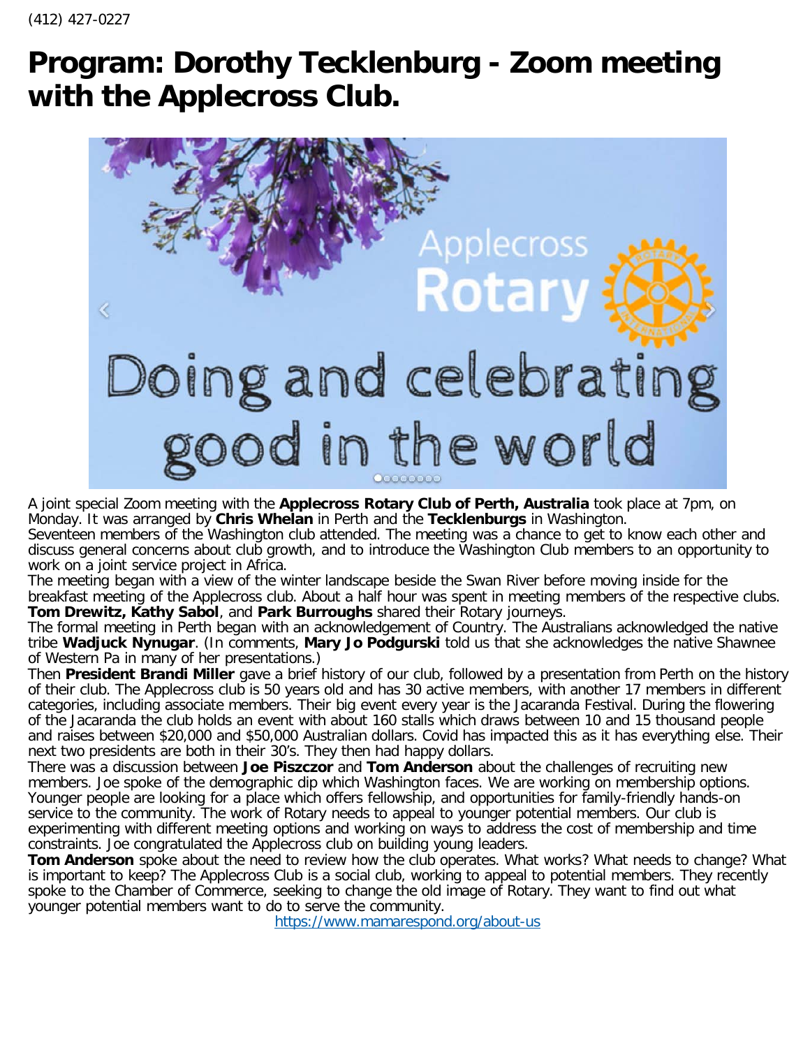(412) 427-0227

# Program: Dorothy Tecklenburg - Zoom meeting with the Applecross Club.

A joint special Zoom meeting with the **Applecross Rotary Club of Perth, Australia** took place at 7pm, on Monday. It was arranged by **Chris Whelan** in Perth and the **Tecklenburgs** in Washington.

Seventeen members of the Washington club attended. The meeting was a chance to get to know each other and discuss general concerns about club growth, and to introduce the Washington Club members to an opportunity to work on a joint service project in Africa.

The meeting began with a view of the winter landscape beside the Swan River before moving inside for the breakfast meeting of the Applecross club. About a half hour was spent in meeting members of the respective clubs. **Tom Drewitz, Kathy Sabol**, and **Park Burroughs** shared their Rotary journeys.

The formal meeting in Perth began with an acknowledgement of Country. The Australians acknowledged the native tribe **Wadjuck Nynugar**. (In comments, **Mary Jo Podgurski** told us that she acknowledges the native Shawnee of Western Pa in many of her presentations.)

Then **President Brandi Miller** gave a brief history of our club, followed by a presentation from Perth on the history of their club. The Applecross club is 50 years old and has 30 active members, with another 17 members in different categories, including associate members. Their big event every year is the Jacaranda Festival. During the flowering of the Jacaranda the club holds an event with about 160 stalls which draws between 10 and 15 thousand people and raises between $20,000 and $50,000 Australian dollars. Covid has impacted this as it has everything else. Their next two presidents are both in their 30's. They then had happy dollars.

There was a discussion between **Joe Piszczor** and **Tom Anderson** about the challenges of recruiting new members. Joe spoke of the demographic dip which Washington faces. We are working on membership options. Younger people are looking for a place which offers fellowship, and opportunities for family-friendly hands-on service to the community. The work of Rotary needs to appeal to younger potential members. Our club is experimenting with different meeting options and working on ways to address the cost of membership and time constraints. Joe congratulated the Applecross club on building young leaders.

**Tom Anderson** spoke about the need to review how the club operates. What works? What needs to change? What is important to keep? The Applecross Club is a social club, working to appeal to potential members. They recently spoke to the Chamber of Commerce, seeking to change the old image of Rotary. They want to find out what younger potential members want to do to serve the community.

https://www.mamarespond.org/about-us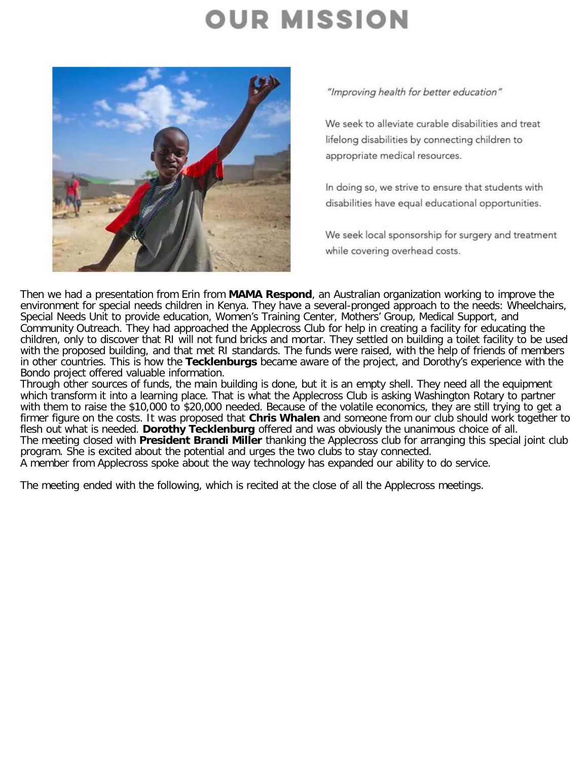# OUR MISSION

*"Improving health for better education"*

We seek to alleviate curable disabilities and treat lifelong disabilities by connecting children to appropriate medical resources.

In doing so, we strive to ensure that students with disabilities have equal educational opportunities.

We seek local sponsorship for surgery and treatment while covering overhead costs.

Then we had a presentation from Erin from **MAMA Respond**, an Australian organization working to improve the environment for special needs children in Kenya. They have a several-pronged approach to the needs: Wheelchairs, Special Needs Unit to provide education, Women's Training Center, Mothers' Group, Medical Support, and Community Outreach. They had approached the Applecross Club for help in creating a facility for educating the children, only to discover that RI will not fund bricks and mortar. They settled on building a toilet facility to be used with the proposed building, and that met RI standards. The funds were raised, with the help of friends of members in other countries. This is how the **Tecklenburgs** became aware of the project, and Dorothy's experience with the Bondo project offered valuable information.

Through other sources of funds, the main building is done, but it is an empty shell. They need all the equipment which transform it into a learning place. That is what the Applecross Club is asking Washington Rotary to partner with them to raise the $10,000 to $20,000 needed. Because of the volatile economics, they are still trying to get a firmer figure on the costs. It was proposed that **Chris Whalen** and someone from our club should work together to flesh out what is needed. **Dorothy Tecklenburg** offered and was obviously the unanimous choice of all.

The meeting closed with **President Brandi Miller** thanking the Applecross club for arranging this special joint club program. She is excited about the potential and urges the two clubs to stay connected.

A member from Applecross spoke about the way technology has expanded our ability to do service.

The meeting ended with the following, which is recited at the close of all the Applecross meetings.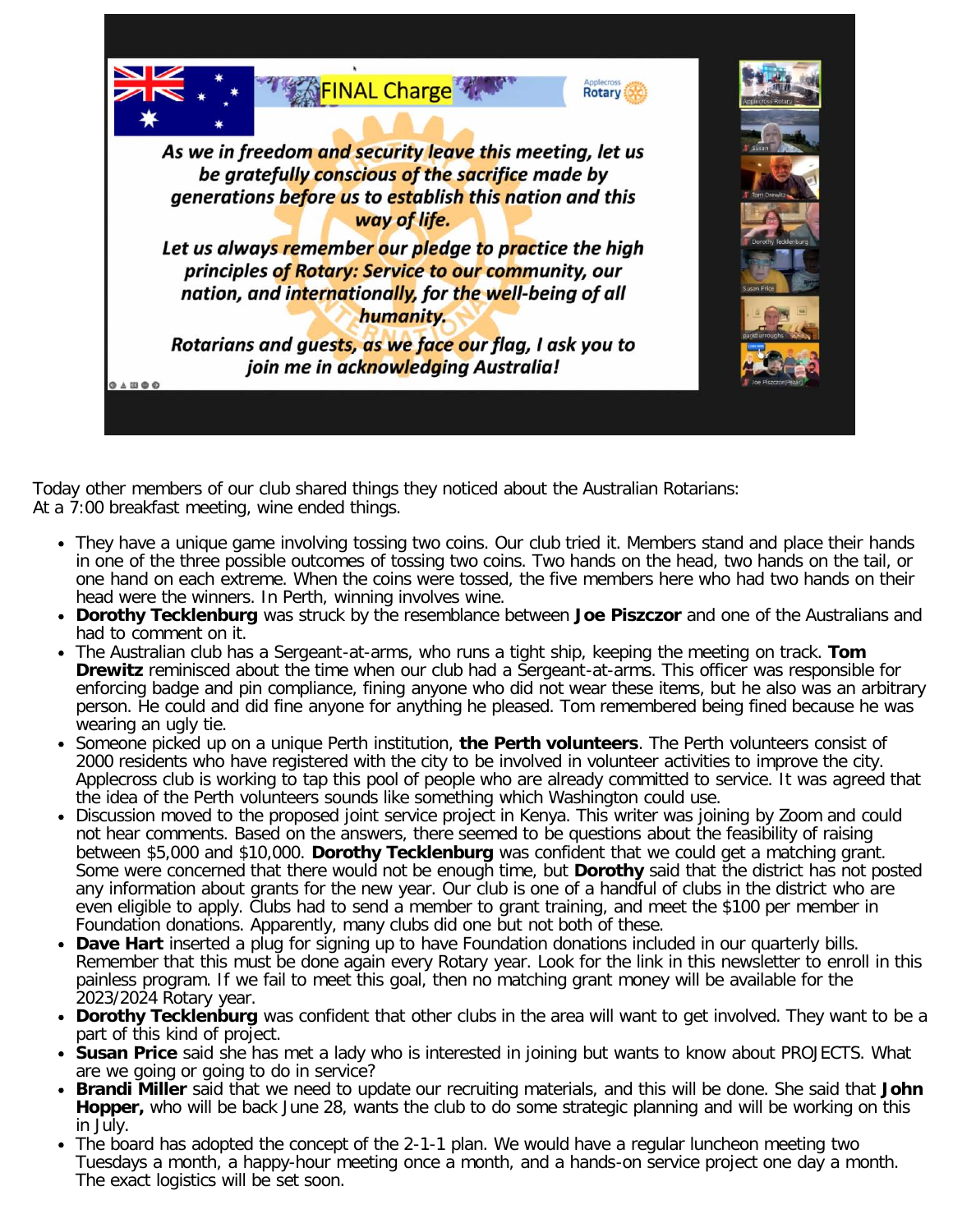Today other members of our club shared things they noticed about the Australian Rotarians:
At a 7:00 breakfast meeting, wine ended things.

- They have a unique game involving tossing two coins. Our club tried it. Members stand and place their hands in one of the three possible outcomes of tossing two coins. Two hands on the head, two hands on the tail, or one hand on each extreme. When the coins were tossed, the five members here who had two hands on their head were the winners. In Perth, winning involves wine.
- **Dorothy Tecklenburg** was struck by the resemblance between **Joe Piszczor** and one of the Australians and had to comment on it.
- The Australian club has a Sergeant-at-arms, who runs a tight ship, keeping the meeting on track. **Tom Drewitz** reminisced about the time when our club had a Sergeant-at-arms. This officer was responsible for enforcing badge and pin compliance, fining anyone who did not wear these items, but he also was an arbitrary person. He could and did fine anyone for anything he pleased. Tom remembered being fined because he was wearing an ugly tie.
- Someone picked up on a unique Perth institution, **the Perth volunteers**. The Perth volunteers consist of 2000 residents who have registered with the city to be involved in volunteer activities to improve the city. Applecross club is working to tap this pool of people who are already committed to service. It was agreed that the idea of the Perth volunteers sounds like something which Washington could use.
- Discussion moved to the proposed joint service project in Kenya. This writer was joining by Zoom and could not hear comments. Based on the answers, there seemed to be questions about the feasibility of raising between $5,000 and $10,000. **Dorothy Tecklenburg** was confident that we could get a matching grant. Some were concerned that there would not be enough time, but **Dorothy** said that the district has not posted any information about grants for the new year. Our club is one of a handful of clubs in the district who are even eligible to apply. Clubs had to send a member to grant training, and meet the $100 per member in Foundation donations. Apparently, many clubs did one but not both of these.
- **Dave Hart** inserted a plug for signing up to have Foundation donations included in our quarterly bills. Remember that this must be done again every Rotary year. Look for the link in this newsletter to enroll in this painless program. If we fail to meet this goal, then no matching grant money will be available for the 2023/2024 Rotary year.
- **Dorothy Tecklenburg** was confident that other clubs in the area will want to get involved. They want to be a part of this kind of project.
- **Susan Price** said she has met a lady who is interested in joining but wants to know about PROJECTS. What are we going or going to do in service?
- **Brandi Miller** said that we need to update our recruiting materials, and this will be done. She said that **John Hopper,** who will be back June 28, wants the club to do some strategic planning and will be working on this in July.
- The board has adopted the concept of the 2-1-1 plan. We would have a regular luncheon meeting two Tuesdays a month, a happy-hour meeting once a month, and a hands-on service project one day a month. The exact logistics will be set soon.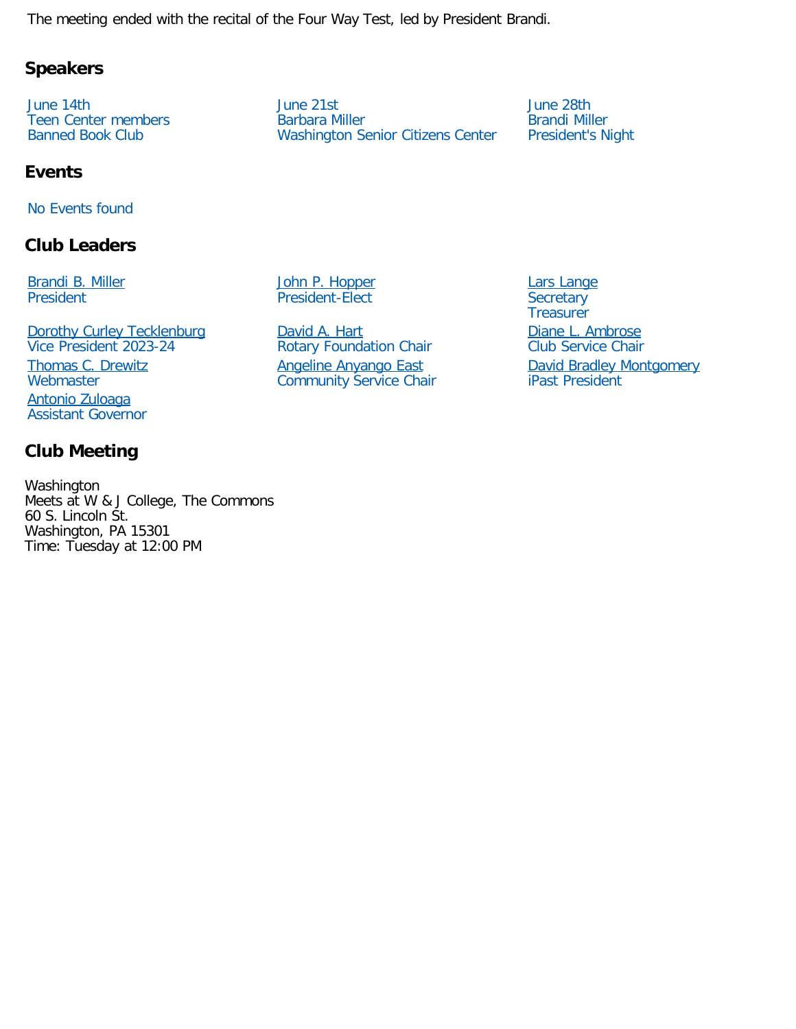The meeting ended with the recital of the Four Way Test, led by President Brandi.

## Speakers

June 14th
Teen Center members
Banned Book Club

June 21st
Barbara Miller
Washington Senior Citizens Center

June 28th
Brandi Miller
President's Night

## Events

No Events found

## Club Leaders

Brandi B. Miller
President

John P. Hopper
President-Elect

Lars Lange
Secretary
Treasurer

Dorothy Curley Tecklenburg
Vice President 2023-24

David A. Hart
Rotary Foundation Chair

Diane L. Ambrose
Club Service Chair

Thomas C. Drewitz
Webmaster

Angeline Anyango East
Community Service Chair

David Bradley Montgomery
iPast President

Antonio Zuloaga
Assistant Governor

## Club Meeting

Washington
Meets at W & J College, The Commons
60 S. Lincoln St.
Washington, PA 15301
Time: Tuesday at 12:00 PM